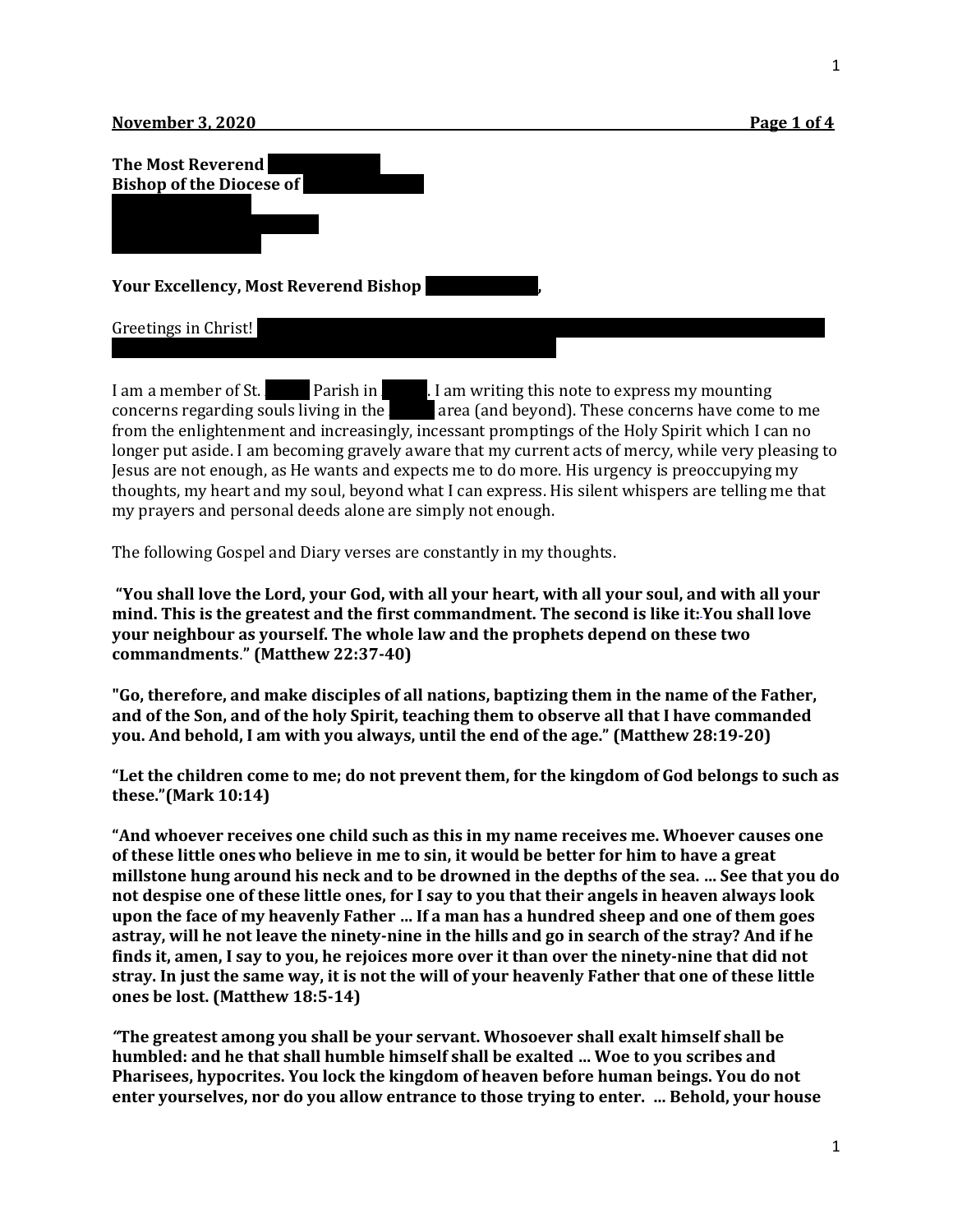**November 3, 2020**

**The Most Reverend**
**Bishop of the Diocese of**

**Your Excellency, Most Reverend Bishop ,**

Greetings in Christ!

I am a member of St. Parish in . I am writing this note to express my mounting concerns regarding souls living in the area (and beyond). These concerns have come to me from the enlightenment and increasingly, incessant promptings of the Holy Spirit which I can no longer put aside. I am becoming gravely aware that my current acts of mercy, while very pleasing to Jesus are not enough, as He wants and expects me to do more. His urgency is preoccupying my thoughts, my heart and my soul, beyond what I can express. His silent whispers are telling me that my prayers and personal deeds alone are simply not enough.

The following Gospel and Diary verses are constantly in my thoughts.

**"You shall love the Lord, your God, with all your heart, with all your soul, and with all your mind. This is the greatest and the first commandment. The second is like it: You shall love your neighbour as yourself. The whole law and the prophets depend on these two commandments." (Matthew 22:37-40)**

**"Go, therefore, and make disciples of all nations, baptizing them in the name of the Father, and of the Son, and of the holy Spirit, teaching them to observe all that I have commanded you. And behold, I am with you always, until the end of the age." (Matthew 28:19-20)**

**"Let the children come to me; do not prevent them, for the kingdom of God belongs to such as these."(Mark 10:14)**

**"And whoever receives one child such as this in my name receives me. Whoever causes one of these little ones who believe in me to sin, it would be better for him to have a great millstone hung around his neck and to be drowned in the depths of the sea. ... See that you do not despise one of these little ones, for I say to you that their angels in heaven always look upon the face of my heavenly Father ... If a man has a hundred sheep and one of them goes astray, will he not leave the ninety-nine in the hills and go in search of the stray? And if he finds it, amen, I say to you, he rejoices more over it than over the ninety-nine that did not stray. In just the same way, it is not the will of your heavenly Father that one of these little ones be lost. (Matthew 18:5-14)**

***"*The greatest among you shall be your servant. Whosoever shall exalt himself shall be humbled: and he that shall humble himself shall be exalted ... Woe to you scribes and Pharisees, hypocrites. You lock the kingdom of heaven before human beings. You do not enter yourselves, nor do you allow entrance to those trying to enter. ... Behold, your house**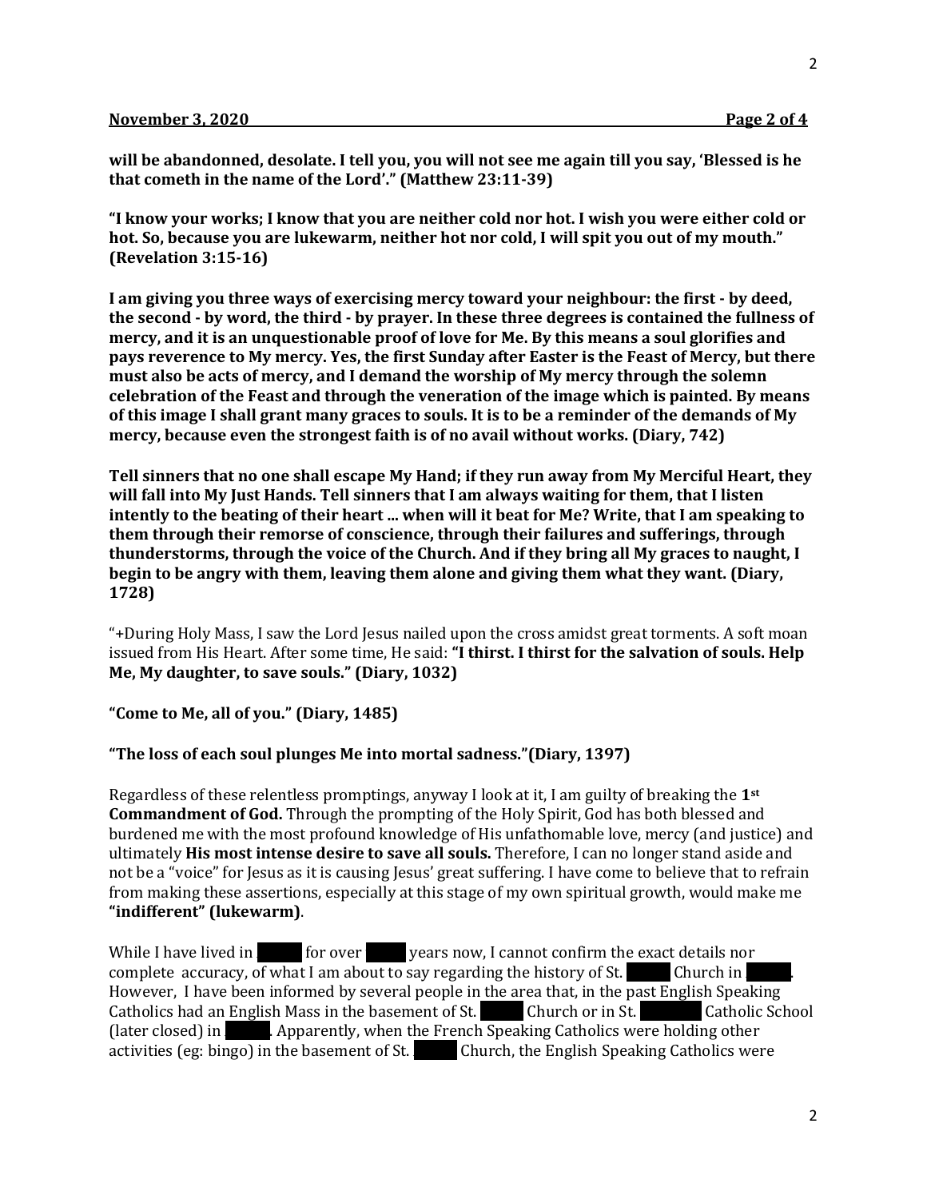**will be abandonned, desolate. I tell you, you will not see me again till you say, 'Blessed is he that cometh in the name of the Lord'." (Matthew 23:11-39)**

**"I know your works; I know that you are neither cold nor hot. I wish you were either cold or hot. So, because you are lukewarm, neither hot nor cold, I will spit you out of my mouth." (Revelation 3:15-16)**

**I am giving you three ways of exercising mercy toward your neighbour: the first - by deed, the second - by word, the third - by prayer. In these three degrees is contained the fullness of mercy, and it is an unquestionable proof of love for Me. By this means a soul glorifies and pays reverence to My mercy. Yes, the first Sunday after Easter is the Feast of Mercy, but there must also be acts of mercy, and I demand the worship of My mercy through the solemn celebration of the Feast and through the veneration of the image which is painted. By means of this image I shall grant many graces to souls. It is to be a reminder of the demands of My mercy, because even the strongest faith is of no avail without works. (Diary, 742)**

**Tell sinners that no one shall escape My Hand; if they run away from My Merciful Heart, they will fall into My Just Hands. Tell sinners that I am always waiting for them, that I listen intently to the beating of their heart ... when will it beat for Me? Write, that I am speaking to them through their remorse of conscience, through their failures and sufferings, through thunderstorms, through the voice of the Church. And if they bring all My graces to naught, I begin to be angry with them, leaving them alone and giving them what they want. (Diary, 1728)**

"+During Holy Mass, I saw the Lord Jesus nailed upon the cross amidst great torments. A soft moan issued from His Heart. After some time, He said: **"I thirst. I thirst for the salvation of souls. Help Me, My daughter, to save souls." (Diary, 1032)**

**"Come to Me, all of you." (Diary, 1485)**

**"The loss of each soul plunges Me into mortal sadness."(Diary, 1397)**

Regardless of these relentless promptings, anyway I look at it, I am guilty of breaking the **1st Commandment of God.** Through the prompting of the Holy Spirit, God has both blessed and burdened me with the most profound knowledge of His unfathomable love, mercy (and justice) and ultimately **His most intense desire to save all souls.** Therefore, I can no longer stand aside and not be a "voice" for Jesus as it is causing Jesus' great suffering. I have come to believe that to refrain from making these assertions, especially at this stage of my own spiritual growth, would make me **"indifferent" (lukewarm)**.

While I have lived in ████ for over ████ years now, I cannot confirm the exact details nor complete accuracy, of what I am about to say regarding the history of St. ████ Church in ████. However, I have been informed by several people in the area that, in the past English Speaking Catholics had an English Mass in the basement of St. ████ Church or in St. ████ Catholic School (later closed) in ████. Apparently, when the French Speaking Catholics were holding other activities (eg: bingo) in the basement of St. ████ Church, the English Speaking Catholics were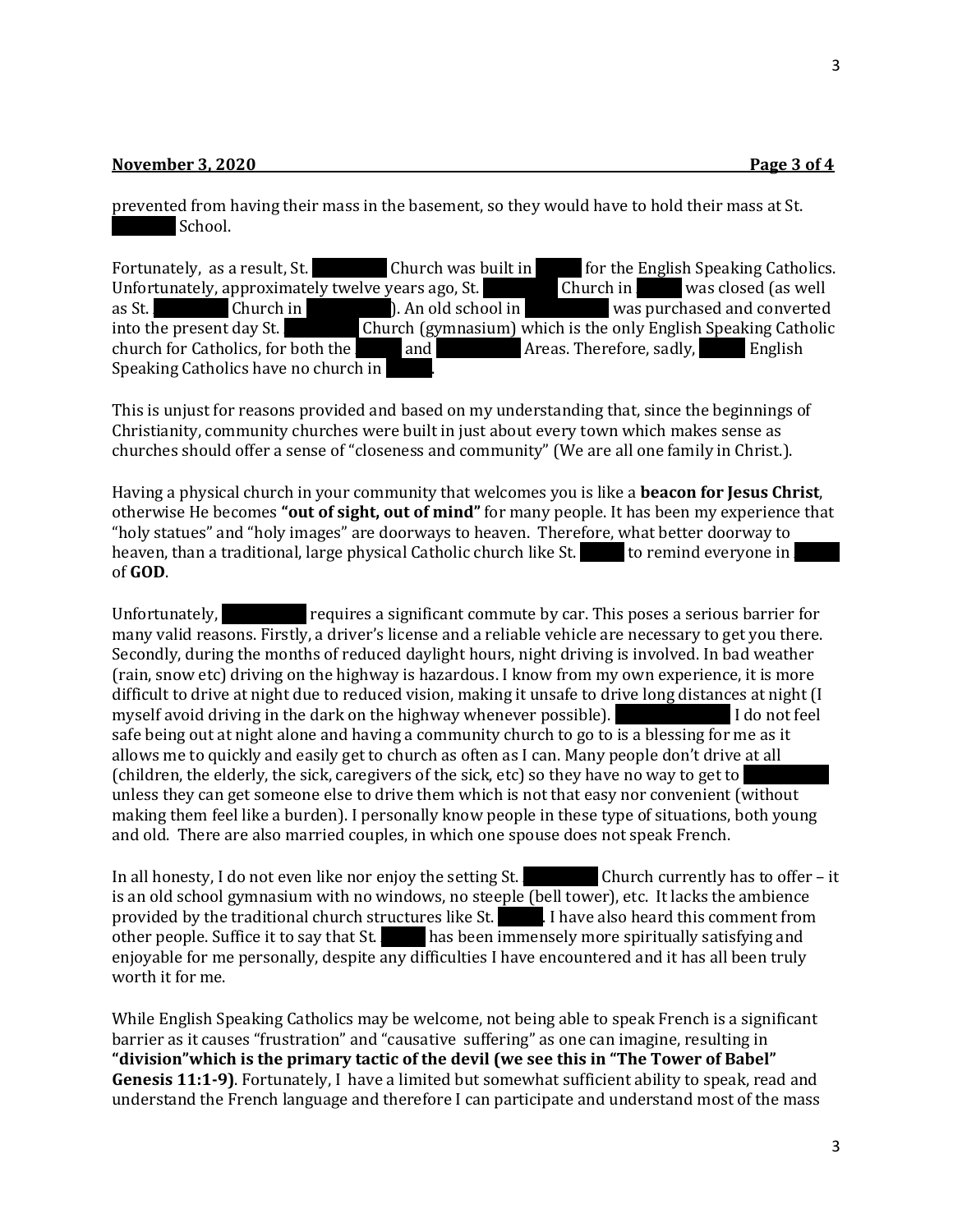prevented from having their mass in the basement, so they would have to hold their mass at St. ████ School.

Fortunately, as a result, St. ████ Church was built in ████ for the English Speaking Catholics. Unfortunately, approximately twelve years ago, St. ████ Church in ████ was closed (as well as St. ████ Church in ████). An old school in ████ was purchased and converted into the present day St. ████ Church (gymnasium) which is the only English Speaking Catholic church for Catholics, for both the ████ and ████ Areas. Therefore, sadly, ████ English Speaking Catholics have no church in ████.

This is unjust for reasons provided and based on my understanding that, since the beginnings of Christianity, community churches were built in just about every town which makes sense as churches should offer a sense of "closeness and community" (We are all one family in Christ.).

Having a physical church in your community that welcomes you is like a **beacon for Jesus Christ**, otherwise He becomes **"out of sight, out of mind"** for many people. It has been my experience that "holy statues" and "holy images" are doorways to heaven. Therefore, what better doorway to heaven, than a traditional, large physical Catholic church like St. ████ to remind everyone in ████ of **GOD**.

Unfortunately, ████ requires a significant commute by car. This poses a serious barrier for many valid reasons. Firstly, a driver's license and a reliable vehicle are necessary to get you there. Secondly, during the months of reduced daylight hours, night driving is involved. In bad weather (rain, snow etc) driving on the highway is hazardous. I know from my own experience, it is more difficult to drive at night due to reduced vision, making it unsafe to drive long distances at night (I myself avoid driving in the dark on the highway whenever possible). ████ I do not feel safe being out at night alone and having a community church to go to is a blessing for me as it allows me to quickly and easily get to church as often as I can. Many people don't drive at all (children, the elderly, the sick, caregivers of the sick, etc) so they have no way to get to ████ unless they can get someone else to drive them which is not that easy nor convenient (without making them feel like a burden). I personally know people in these type of situations, both young and old. There are also married couples, in which one spouse does not speak French.

In all honesty, I do not even like nor enjoy the setting St. ████ Church currently has to offer – it is an old school gymnasium with no windows, no steeple (bell tower), etc. It lacks the ambience provided by the traditional church structures like St. ████. I have also heard this comment from other people. Suffice it to say that St. ████ has been immensely more spiritually satisfying and enjoyable for me personally, despite any difficulties I have encountered and it has all been truly worth it for me.

While English Speaking Catholics may be welcome, not being able to speak French is a significant barrier as it causes "frustration" and "causative suffering" as one can imagine, resulting in **"division"which is the primary tactic of the devil (we see this in "The Tower of Babel" Genesis 11:1-9)**. Fortunately, I have a limited but somewhat sufficient ability to speak, read and understand the French language and therefore I can participate and understand most of the mass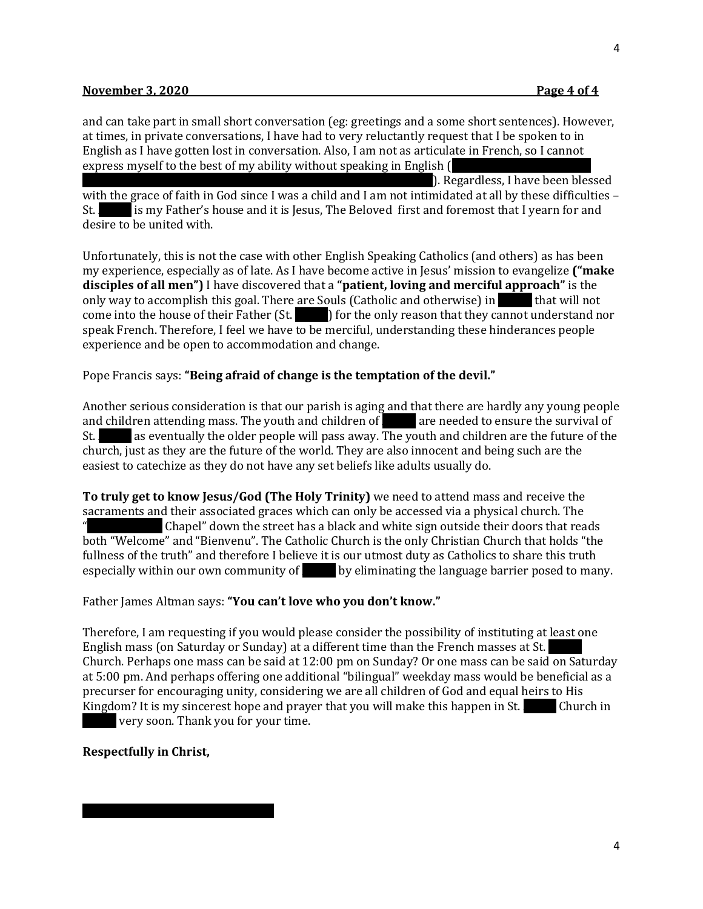**November 3, 2020**

and can take part in small short conversation (eg: greetings and a some short sentences). However, at times, in private conversations, I have had to very reluctantly request that I be spoken to in English as I have gotten lost in conversation. Also, I am not as articulate in French, so I cannot express myself to the best of my ability without speaking in English ( ). Regardless, I have been blessed with the grace of faith in God since I was a child and I am not intimidated at all by these difficulties – St. is my Father's house and it is Jesus, The Beloved first and foremost that I yearn for and desire to be united with.

Unfortunately, this is not the case with other English Speaking Catholics (and others) as has been my experience, especially as of late. As I have become active in Jesus' mission to evangelize **("make disciples of all men")** I have discovered that a **"patient, loving and merciful approach"** is the only way to accomplish this goal. There are Souls (Catholic and otherwise) in that will not come into the house of their Father (St. ) for the only reason that they cannot understand nor speak French. Therefore, I feel we have to be merciful, understanding these hinderances people experience and be open to accommodation and change.

Pope Francis says: **"Being afraid of change is the temptation of the devil."**

Another serious consideration is that our parish is aging and that there are hardly any young people and children attending mass. The youth and children of are needed to ensure the survival of St. as eventually the older people will pass away. The youth and children are the future of the church, just as they are the future of the world. They are also innocent and being such are the easiest to catechize as they do not have any set beliefs like adults usually do.

**To truly get to know Jesus/God (The Holy Trinity)** we need to attend mass and receive the sacraments and their associated graces which can only be accessed via a physical church. The " Chapel" down the street has a black and white sign outside their doors that reads both "Welcome" and "Bienvenu". The Catholic Church is the only Christian Church that holds "the fullness of the truth" and therefore I believe it is our utmost duty as Catholics to share this truth especially within our own community of by eliminating the language barrier posed to many.

Father James Altman says: **"You can't love who you don't know."**

Therefore, I am requesting if you would please consider the possibility of instituting at least one English mass (on Saturday or Sunday) at a different time than the French masses at St. Church. Perhaps one mass can be said at 12:00 pm on Sunday? Or one mass can be said on Saturday at 5:00 pm. And perhaps offering one additional "bilingual" weekday mass would be beneficial as a precurser for encouraging unity, considering we are all children of God and equal heirs to His Kingdom? It is my sincerest hope and prayer that you will make this happen in St. Church in very soon. Thank you for your time.

**Respectfully in Christ,**